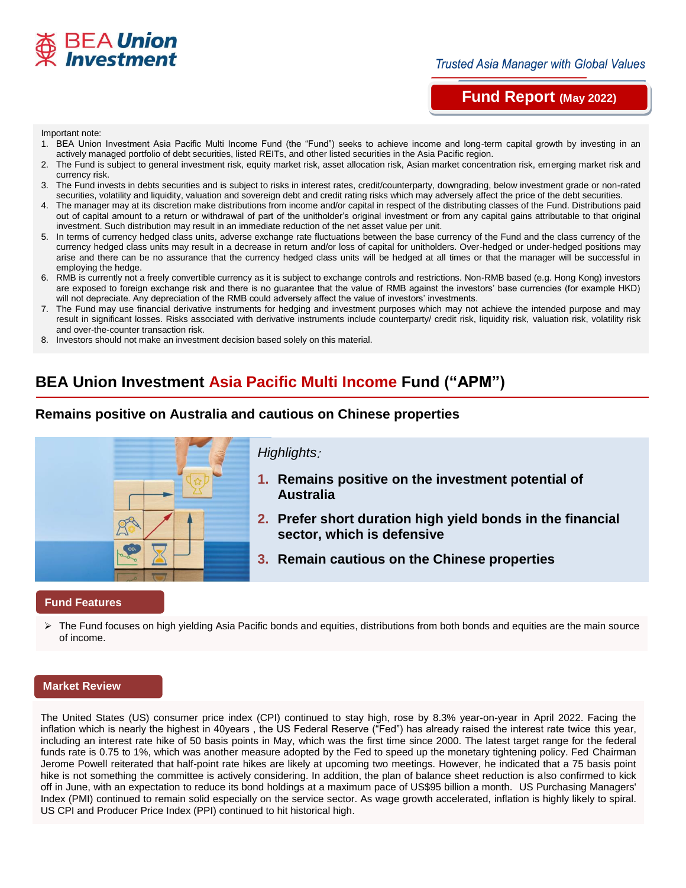BEA Union Investment

*Trusted Asia Manager with Global Values*

**Fund Report (May 2022)**

Important note:

1. BEA Union Investment Asia Pacific Multi Income Fund (the "Fund") seeks to achieve income and long-term capital growth by investing in an actively managed portfolio of debt securities, listed REITs, and other listed securities in the Asia Pacific region.
2. The Fund is subject to general investment risk, equity market risk, asset allocation risk, Asian market concentration risk, emerging market risk and currency risk.
3. The Fund invests in debts securities and is subject to risks in interest rates, credit/counterparty, downgrading, below investment grade or non-rated securities, volatility and liquidity, valuation and sovereign debt and credit rating risks which may adversely affect the price of the debt securities.
4. The manager may at its discretion make distributions from income and/or capital in respect of the distributing classes of the Fund. Distributions paid out of capital amount to a return or withdrawal of part of the unitholder's original investment or from any capital gains attributable to that original investment. Such distribution may result in an immediate reduction of the net asset value per unit.
5. In terms of currency hedged class units, adverse exchange rate fluctuations between the base currency of the Fund and the class currency of the currency hedged class units may result in a decrease in return and/or loss of capital for unitholders. Over-hedged or under-hedged positions may arise and there can be no assurance that the currency hedged class units will be hedged at all times or that the manager will be successful in employing the hedge.
6. RMB is currently not a freely convertible currency as it is subject to exchange controls and restrictions. Non-RMB based (e.g. Hong Kong) investors are exposed to foreign exchange risk and there is no guarantee that the value of RMB against the investors' base currencies (for example HKD) will not depreciate. Any depreciation of the RMB could adversely affect the value of investors' investments.
7. The Fund may use financial derivative instruments for hedging and investment purposes which may not achieve the intended purpose and may result in significant losses. Risks associated with derivative instruments include counterparty/ credit risk, liquidity risk, valuation risk, volatility risk and over-the-counter transaction risk.
8. Investors should not make an investment decision based solely on this material.

# BEA Union Investment Asia Pacific Multi Income Fund ("APM")

## Remains positive on Australia and cautious on Chinese properties

*Highlights:*

1. **Remains positive on the investment potential of Australia**
2. **Prefer short duration high yield bonds in the financial sector, which is defensive**
3. **Remain cautious on the Chinese properties**

### Fund Features

- The Fund focuses on high yielding Asia Pacific bonds and equities, distributions from both bonds and equities are the main source of income.

### Market Review

The United States (US) consumer price index (CPI) continued to stay high, rose by 8.3% year-on-year in April 2022. Facing the inflation which is nearly the highest in 40years , the US Federal Reserve ("Fed") has already raised the interest rate twice this year, including an interest rate hike of 50 basis points in May, which was the first time since 2000. The latest target range for the federal funds rate is 0.75 to 1%, which was another measure adopted by the Fed to speed up the monetary tightening policy. Fed Chairman Jerome Powell reiterated that half-point rate hikes are likely at upcoming two meetings. However, he indicated that a 75 basis point hike is not something the committee is actively considering. In addition, the plan of balance sheet reduction is also confirmed to kick off in June, with an expectation to reduce its bond holdings at a maximum pace of US$95 billion a month. US Purchasing Managers' Index (PMI) continued to remain solid especially on the service sector. As wage growth accelerated, inflation is highly likely to spiral. US CPI and Producer Price Index (PPI) continued to hit historical high.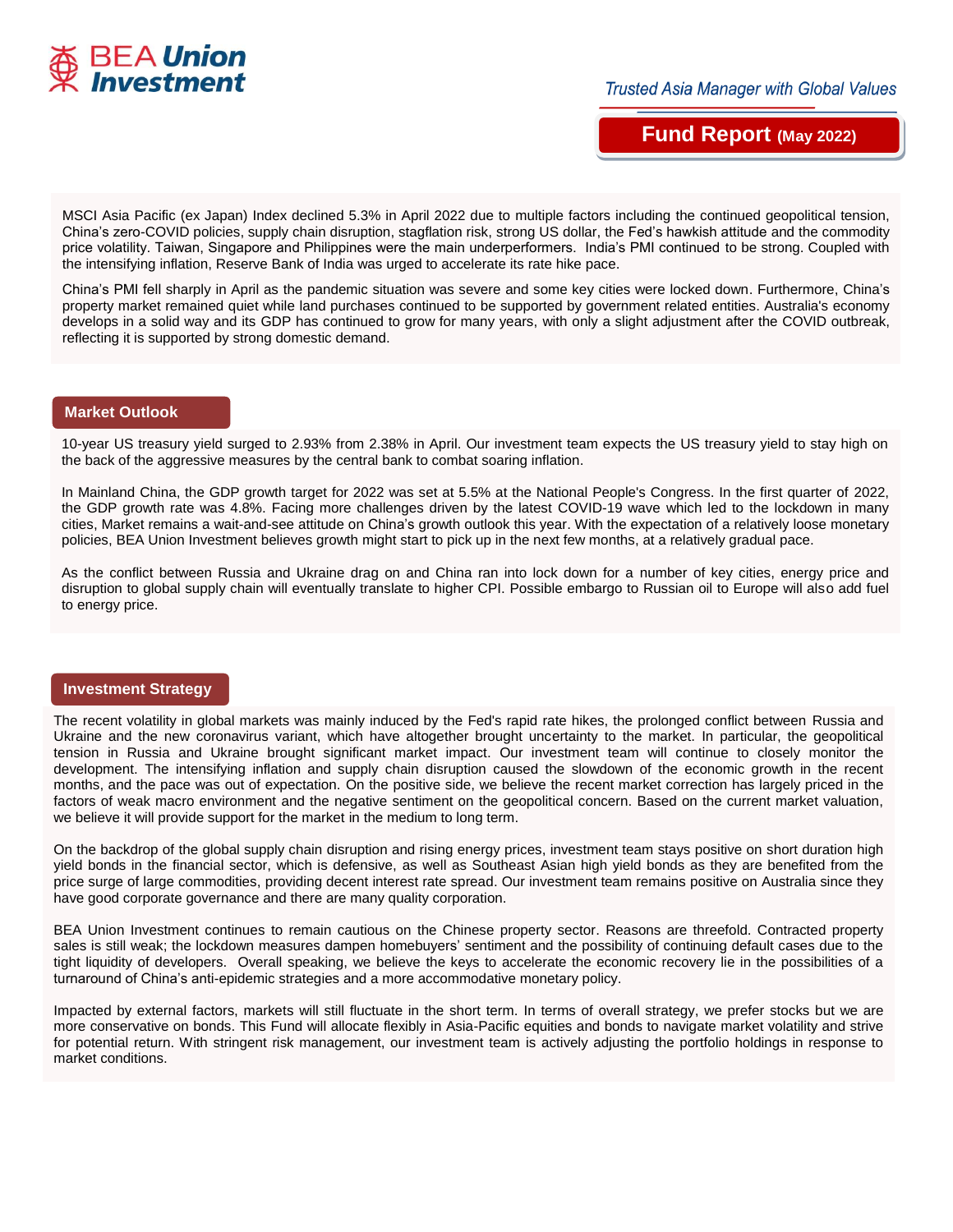**Fund Report (May 2022)**

MSCI Asia Pacific (ex Japan) Index declined 5.3% in April 2022 due to multiple factors including the continued geopolitical tension, China's zero-COVID policies, supply chain disruption, stagflation risk, strong US dollar, the Fed's hawkish attitude and the commodity price volatility. Taiwan, Singapore and Philippines were the main underperformers. India's PMI continued to be strong. Coupled with the intensifying inflation, Reserve Bank of India was urged to accelerate its rate hike pace.

China's PMI fell sharply in April as the pandemic situation was severe and some key cities were locked down. Furthermore, China's property market remained quiet while land purchases continued to be supported by government related entities. Australia's economy develops in a solid way and its GDP has continued to grow for many years, with only a slight adjustment after the COVID outbreak, reflecting it is supported by strong domestic demand.

## Market Outlook

10-year US treasury yield surged to 2.93% from 2.38% in April. Our investment team expects the US treasury yield to stay high on the back of the aggressive measures by the central bank to combat soaring inflation.

In Mainland China, the GDP growth target for 2022 was set at 5.5% at the National People's Congress. In the first quarter of 2022, the GDP growth rate was 4.8%. Facing more challenges driven by the latest COVID-19 wave which led to the lockdown in many cities, Market remains a wait-and-see attitude on China's growth outlook this year. With the expectation of a relatively loose monetary policies, BEA Union Investment believes growth might start to pick up in the next few months, at a relatively gradual pace.

As the conflict between Russia and Ukraine drag on and China ran into lock down for a number of key cities, energy price and disruption to global supply chain will eventually translate to higher CPI. Possible embargo to Russian oil to Europe will also add fuel to energy price.

## Investment Strategy

The recent volatility in global markets was mainly induced by the Fed's rapid rate hikes, the prolonged conflict between Russia and Ukraine and the new coronavirus variant, which have altogether brought uncertainty to the market. In particular, the geopolitical tension in Russia and Ukraine brought significant market impact. Our investment team will continue to closely monitor the development. The intensifying inflation and supply chain disruption caused the slowdown of the economic growth in the recent months, and the pace was out of expectation. On the positive side, we believe the recent market correction has largely priced in the factors of weak macro environment and the negative sentiment on the geopolitical concern. Based on the current market valuation, we believe it will provide support for the market in the medium to long term.

On the backdrop of the global supply chain disruption and rising energy prices, investment team stays positive on short duration high yield bonds in the financial sector, which is defensive, as well as Southeast Asian high yield bonds as they are benefited from the price surge of large commodities, providing decent interest rate spread. Our investment team remains positive on Australia since they have good corporate governance and there are many quality corporation.

BEA Union Investment continues to remain cautious on the Chinese property sector. Reasons are threefold. Contracted property sales is still weak; the lockdown measures dampen homebuyers' sentiment and the possibility of continuing default cases due to the tight liquidity of developers. Overall speaking, we believe the keys to accelerate the economic recovery lie in the possibilities of a turnaround of China's anti-epidemic strategies and a more accommodative monetary policy.

Impacted by external factors, markets will still fluctuate in the short term. In terms of overall strategy, we prefer stocks but we are more conservative on bonds. This Fund will allocate flexibly in Asia-Pacific equities and bonds to navigate market volatility and strive for potential return. With stringent risk management, our investment team is actively adjusting the portfolio holdings in response to market conditions.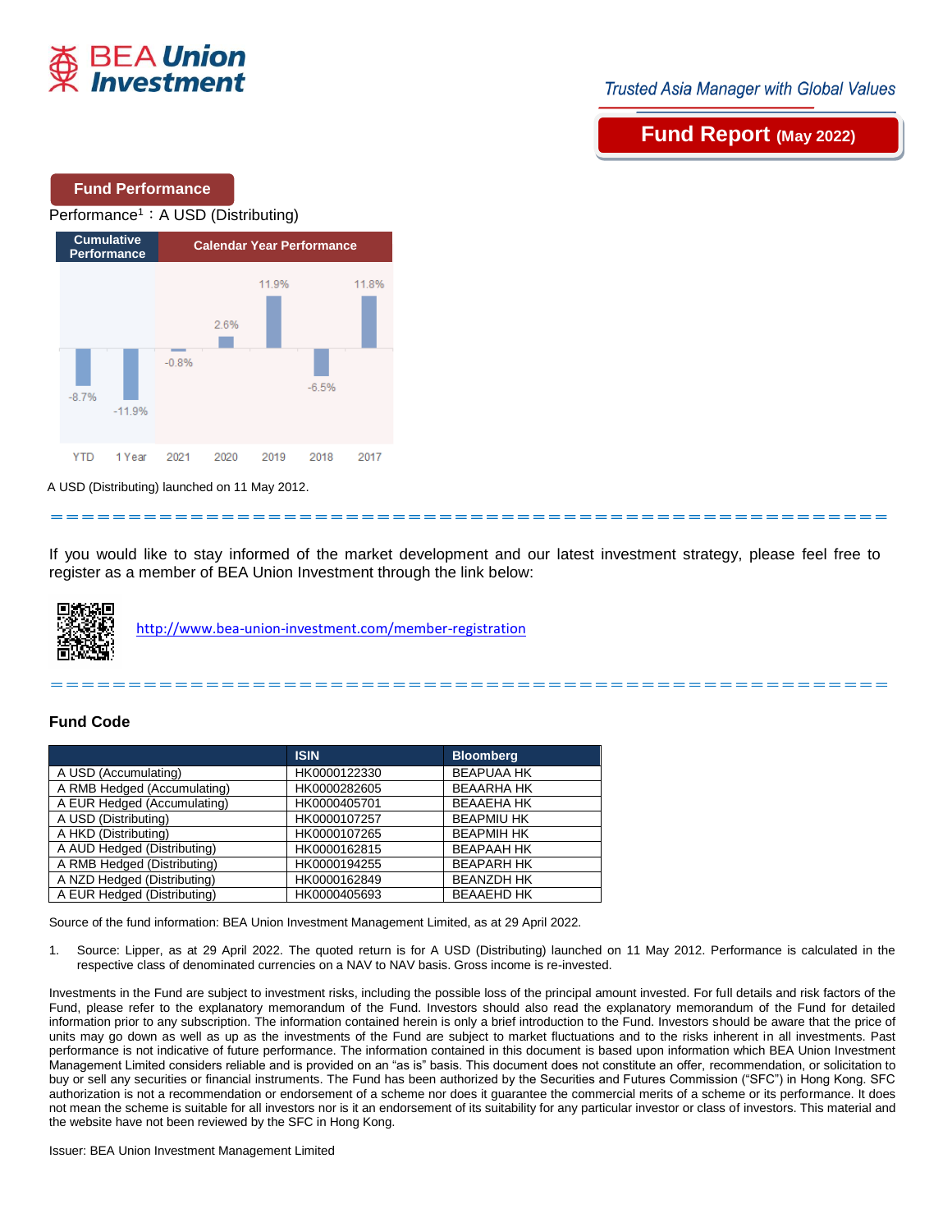**Fund Report (May 2022)**

## Fund Performance

Performance[1] : A USD (Distributing)

Cumulative Performance

Calendar Year Performance

-8.7%
-11.9%
-0.8%
2.6%
11.9%
-6.5%
11.8%

YTD
1 Year
2021
2020
2019
2018
2017

A USD (Distributing) launched on 11 May 2012.

If you would like to stay informed of the market development and our latest investment strategy, please feel free to register as a member of BEA Union Investment through the link below:

http://www.bea-union-investment.com/member-registration

### Fund Code

| | ISIN | Bloomberg |
|---|---|---|
| A USD (Accumulating) | HK0000122330 | BEAPUAA HK |
| A RMB Hedged (Accumulating) | HK0000282605 | BEAARHA HK |
| A EUR Hedged (Accumulating) | HK0000405701 | BEAAEHA HK |
| A USD (Distributing) | HK0000107257 | BEAPMIU HK |
| A HKD (Distributing) | HK0000107265 | BEAPMIH HK |
| A AUD Hedged (Distributing) | HK0000162815 | BEAPAAH HK |
| A RMB Hedged (Distributing) | HK0000194255 | BEAPARH HK |
| A NZD Hedged (Distributing) | HK0000162849 | BEANZDH HK |
| A EUR Hedged (Distributing) | HK0000405693 | BEAAEHD HK |

Source of the fund information: BEA Union Investment Management Limited, as at 29 April 2022.

1. Source: Lipper, as at 29 April 2022. The quoted return is for A USD (Distributing) launched on 11 May 2012. Performance is calculated in the respective class of denominated currencies on a NAV to NAV basis. Gross income is re-invested.

Investments in the Fund are subject to investment risks, including the possible loss of the principal amount invested. For full details and risk factors of the Fund, please refer to the explanatory memorandum of the Fund. Investors should also read the explanatory memorandum of the Fund for detailed information prior to any subscription. The information contained herein is only a brief introduction to the Fund. Investors should be aware that the price of units may go down as well as up as the investments of the Fund are subject to market fluctuations and to the risks inherent in all investments. Past performance is not indicative of future performance. The information contained in this document is based upon information which BEA Union Investment Management Limited considers reliable and is provided on an "as is" basis. This document does not constitute an offer, recommendation, or solicitation to buy or sell any securities or financial instruments. The Fund has been authorized by the Securities and Futures Commission ("SFC") in Hong Kong. SFC authorization is not a recommendation or endorsement of a scheme nor does it guarantee the commercial merits of a scheme or its performance. It does not mean the scheme is suitable for all investors nor is it an endorsement of its suitability for any particular investor or class of investors. This material and the website have not been reviewed by the SFC in Hong Kong.

Issuer: BEA Union Investment Management Limited